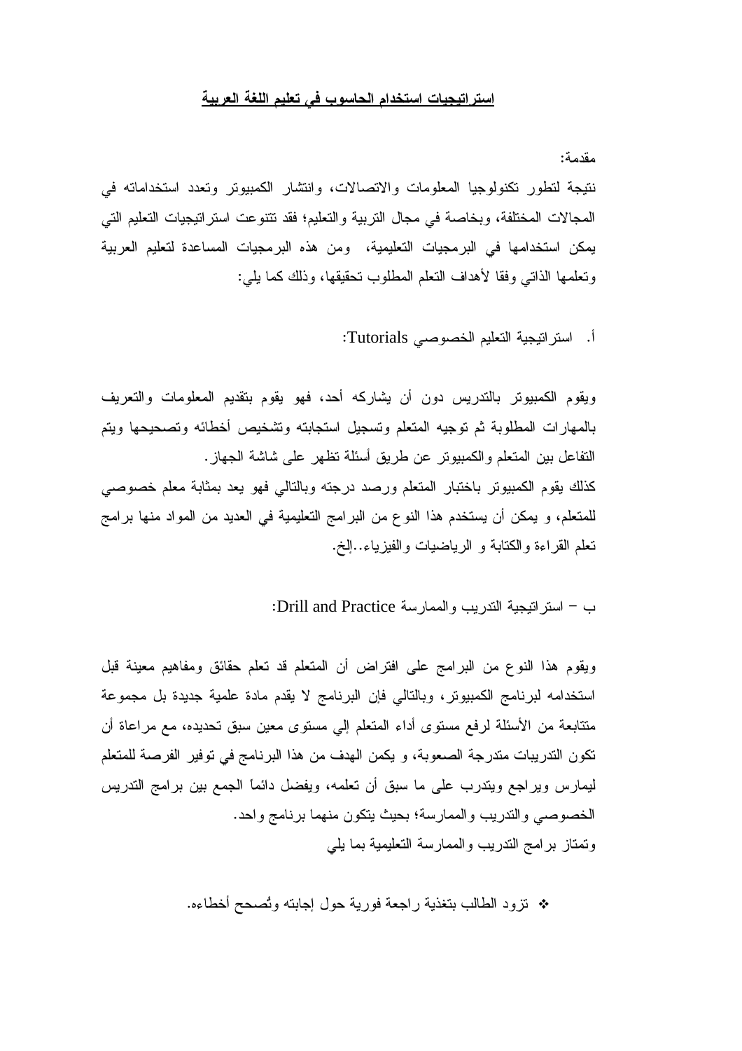# استراتيجيات استخدام الحاسوب في تعليم اللغة العربية

مقدمة:

نتيجة لتطور تكنولوجيا المعلومات والاتصالات، وانتشار الكمبيوتر وتعدد استخداماته في المجالات المختلفة، وبخاصة في مجال التربية والتعليم؛ فقد تنوعت استراتيجيات التعليم التي يمكن استخدامها في البرمجيات التعليمية، ومن هذه البرمجيات المساعدة لتعليم العربية وتعلمها الذاتي وفقا لأهداف التعلم المطلوب تحقيقها، وذلك كما يلي:

أ. استراتيجية التعليم الخصوصي Tutorials:

ويقوم الكمبيوتر بالتدريس دون أن يشاركه أحد، فهو يقوم بتقديم المعلومات والتعريف بالمهارات المطلوبة ثم توجيه المتعلم وتسجيل استجابته وتشخيص أخطائه وتصحيحها ويتم التفاعل بين المتعلم والكمبيوتر عن طريق أسئلة تظهر على شاشة الجهاز.

كذلك يقوم الكمبيوتر باختبار المتعلم ورصد درجته وبالتالي فهو يعد بمثابة معلم خصوصي للمتعلم، و يمكن أن يستخدم هذا النوع من البرامج التعليمية في العديد من المواد منها برامج تعلم القراءة والكتابة و الرياضيات والفيزياء..إلخ.

ب – استراتيجية التدريب والممارسة Drill and Practice:

ويقوم هذا النوع من البرامج على افتراض أن المتعلم قد تعلم حقائق ومفاهيم معينة قبل استخدامه لبرنامج الكمبيوتر، وبالتالي فإن البرنامج لا يقدم مادة علمية جديدة بل مجموعة متتابعة من الأسئلة لرفع مستوى أداء المتعلم إلي مستوى معين سبق تحديده، مع مراعاة أن تكون التدريبات متدرجة الصعوبة، و يكمن الهدف من هذا البرنامج في توفير الفرصة للمتعلم ليمارس ويراجع ويتدرب على ما سبق أن تعلمه، ويفضل دائماً الجمع بين برامج التدريس الخصوصي والتدريب والممارسة؛ بحيث يتكون منهما برنامج واحد.

وتمتاز برامج التدريب والممارسة التعليمية بما يلي

- تزود الطالب بتغذية راجعة فورية حول إجابته وتُصحح أخطاءه.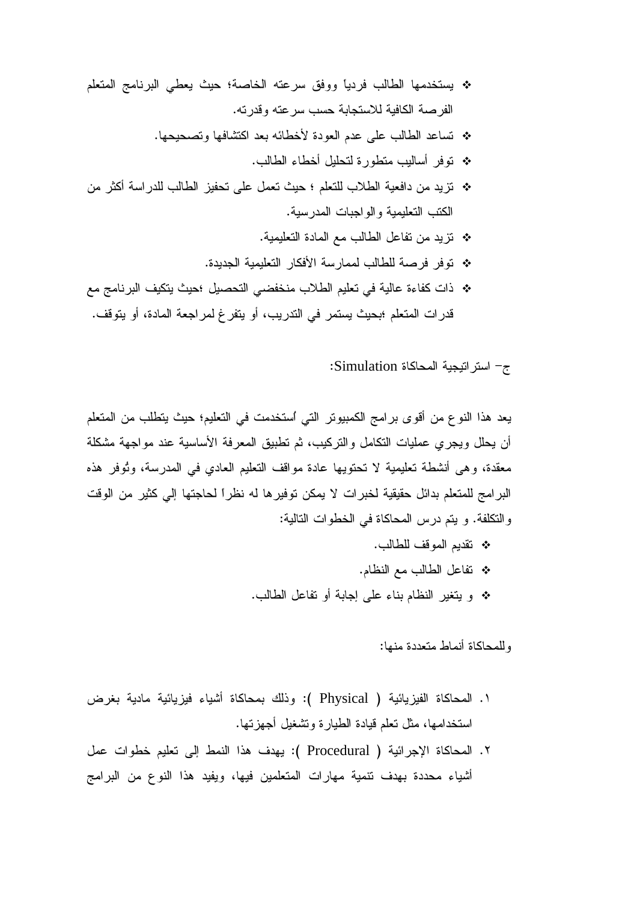- يستخدمها الطالب فردياً ووفق سرعته الخاصة؛ حيث يعطي البرنامج المتعلم الفرصة الكافية للاستجابة حسب سرعته وقدرته.
- تساعد الطالب على عدم العودة لأخطائه بعد اكتشافها وتصحيحها.
- توفر أساليب متطورة لتحليل أخطاء الطالب.
- تزيد من دافعية الطلاب للتعلم ؛ حيث تعمل على تحفيز الطالب للدراسة أكثر من الكتب التعليمية والواجبات المدرسية.
- تزيد من تفاعل الطالب مع المادة التعليمية.
- توفر فرصة للطالب لممارسة الأفكار التعليمية الجديدة.
- ذات كفاءة عالية في تعليم الطلاب منخفضي التحصيل ؛حيث يتكيف البرنامج مع قدرات المتعلم ؛بحيث يستمر في التدريب، أو يتفرغ لمراجعة المادة، أو يتوقف.

ج- استراتيجية المحاكاة Simulation:

يعد هذا النوع من أقوى برامج الكمبيوتر التي اُستخدمت في التعليم؛ حيث يتطلب من المتعلم أن يحلل ويجري عمليات التكامل والتركيب، ثم تطبيق المعرفة الأساسية عند مواجهة مشكلة معقدة، وهى أنشطة تعليمية لا تحتويها عادة مواقف التعليم العادي في المدرسة، وتُوفر هذه البرامج للمتعلم بدائل حقيقية لخبرات لا يمكن توفيرها له نظراً لحاجتها إلي كثير من الوقت والتكلفة. و يتم درس المحاكاة في الخطوات التالية:

- تقديم الموقف للطالب.
- تفاعل الطالب مع النظام.
- و يتغير النظام بناء على إجابة أو تفاعل الطالب.

وللمحاكاة أنماط متعددة منها:

١. المحاكاة الفيزيائية ( Physical ): وذلك بمحاكاة أشياء فيزيائية مادية بغرض استخدامها، مثل تعلم قيادة الطيارة وتشغيل أجهزتها.
٢. المحاكاة الإجرائية ( Procedural ): يهدف هذا النمط إلى تعليم خطوات عمل أشياء محددة بهدف تنمية مهارات المتعلمين فيها، ويفيد هذا النوع من البرامج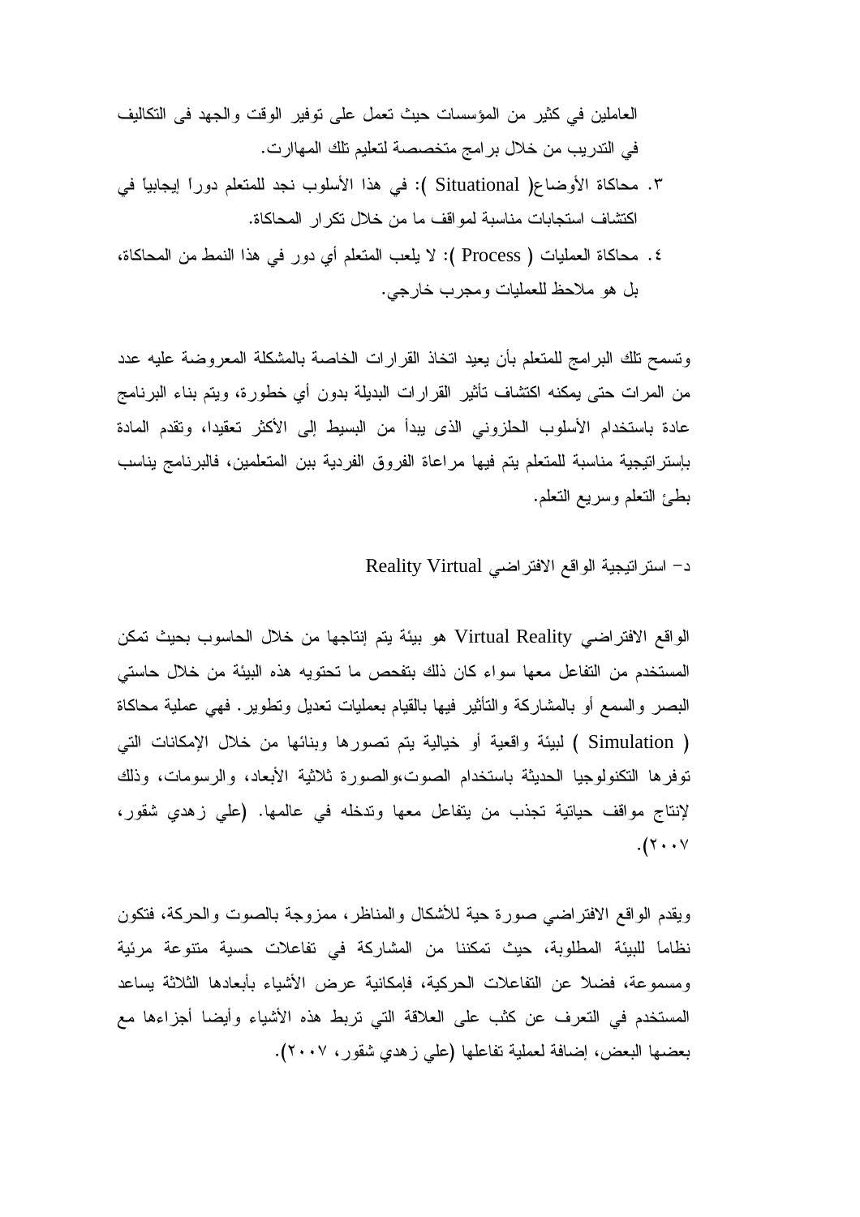العاملين في كثير من المؤسسات حيث تعمل على توفير الوقت والجهد فى التكاليف في التدريب من خلال برامج متخصصة لتعليم تلك المهارات.

٣. محاكاة الأوضاع( Situational ): في هذا الأسلوب نجد للمتعلم دوراً إيجابياً في اكتشاف استجابات مناسبة لمواقف ما من خلال تكرار المحاكاة.

٤. محاكاة العمليات ( Process ): لا يلعب المتعلم أي دور في هذا النمط من المحاكاة، بل هو ملاحظ للعمليات ومجرب خارجي.

وتسمح تلك البرامج للمتعلم بأن يعيد اتخاذ القرارات الخاصة بالمشكلة المعروضة عليه عدد من المرات حتى يمكنه اكتشاف تأثير القرارات البديلة بدون أي خطورة، ويتم بناء البرنامج عادة باستخدام الأسلوب الحلزوني الذى يبدأ من البسيط إلى الأكثر تعقيدا، وتقدم المادة بإستراتيجية مناسبة للمتعلم يتم فيها مراعاة الفروق الفردية بين المتعلمين، فالبرنامج يناسب بطئ التعلم وسريع التعلم.

د- استراتيجية الواقع الافتراضي Reality Virtual

الواقع الافتراضي Virtual Reality هو بيئة يتم إنتاجها من خلال الحاسوب بحيث تمكن المستخدم من التفاعل معها سواء كان ذلك بتفحص ما تحتويه هذه البيئة من خلال حاستي البصر والسمع أو بالمشاركة والتأثير فيها بالقيام بعمليات تعديل وتطوير. فهي عملية محاكاة ( Simulation ) لبيئة واقعية أو خيالية يتم تصورها وبنائها من خلال الإمكانات التي توفرها التكنولوجيا الحديثة باستخدام الصوت،والصورة ثلاثية الأبعاد، والرسومات، وذلك لإنتاج مواقف حياتية تجذب من يتفاعل معها وتدخله في عالمها. (علي زهدي شقور، ٢٠٠٧).

ويقدم الواقع الافتراضي صورة حية للأشكال والمناظر، ممزوجة بالصوت والحركة، فتكون نظاماً للبيئة المطلوبة، حيث تمكننا من المشاركة في تفاعلات حسية متنوعة مرئية ومسموعة، فضلاً عن التفاعلات الحركية، فإمكانية عرض الأشياء بأبعادها الثلاثة يساعد المستخدم في التعرف عن كثب على العلاقة التي تربط هذه الأشياء وأيضا أجزاءها مع بعضها البعض، إضافة لعملية تفاعلها (علي زهدي شقور، ٢٠٠٧).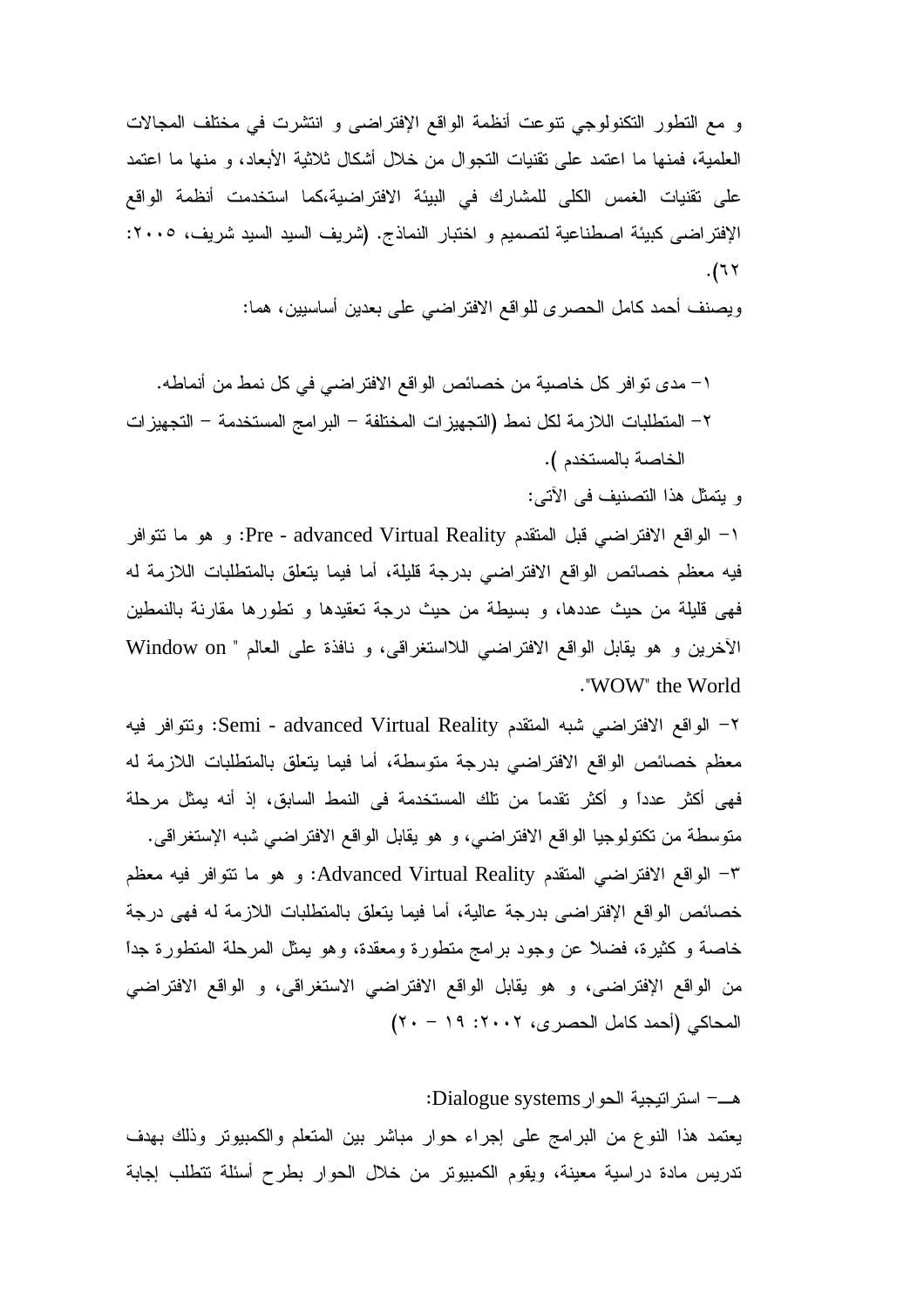و مع التطور التكنولوجي تنوعت أنظمة الواقع الإفتراضى و انتشرت في مختلف المجالات العلمية، فمنها ما اعتمد على تقنيات التجوال من خلال أشكال ثلاثية الأبعاد، و منها ما اعتمد على تقنيات الغمس الكلى للمشارك في البيئة الافتراضية،كما استخدمت أنظمة الواقع الإفتراضى كبيئة اصطناعية لتصميم و اختبار النماذج. (شريف السيد السيد شريف، ٢٠٠٥: ٦٢).

ويصنف أحمد كامل الحصرى للواقع الافتراضي على بعدين أساسيين، هما:

١- مدى توافر كل خاصية من خصائص الواقع الافتراضي في كل نمط من أنماطه.

٢- المتطلبات اللازمة لكل نمط (التجهيزات المختلفة – البرامج المستخدمة – التجهيزات الخاصة بالمستخدم ).

و يتمثل هذا التصنيف فى الآتى:

١- الواقع الافتراضي قبل المتقدم Pre - advanced Virtual Reality: و هو ما تتوافر فيه معظم خصائص الواقع الافتراضي بدرجة قليلة، أما فيما يتعلق بالمتطلبات اللازمة له فهى قليلة من حيث عددها، و بسيطة من حيث درجة تعقيدها و تطورها مقارنة بالنمطين الآخرين و هو يقابل الواقع الافتراضي اللااستغراقى، و نافذة على العالم " Window on the World "WOW".

٢- الواقع الافتراضي شبه المتقدم Semi - advanced Virtual Reality: وتتوافر فيه معظم خصائص الواقع الافتراضي بدرجة متوسطة، أما فيما يتعلق بالمتطلبات اللازمة له فهى أكثر عدداً و أكثر تقدماً من تلك المستخدمة فى النمط السابق، إذ أنه يمثل مرحلة متوسطة من تكتولوجيا الواقع الافتراضي، و هو يقابل الواقع الافتراضي شبه الإستغراقى.

٣- الواقع الافتراضي المتقدم Advanced Virtual Reality: و هو ما تتوافر فيه معظم خصائص الواقع الإفتراضى بدرجة عالية، أما فيما يتعلق بالمتطلبات اللازمة له فهى درجة خاصة و كثيرة، فضلاً عن وجود برامج متطورة ومعقدة، وهو يمثل المرحلة المتطورة جداً من الواقع الإفتراضى، و هو يقابل الواقع الافتراضي الاستغراقى، و الواقع الافتراضي المحاكي (أحمد كامل الحصرى، ٢٠٠٢: ١٩ – ٢٠)

هـ- استراتيجية الحوار Dialogue systems:

يعتمد هذا النوع من البرامج على إجراء حوار مباشر بين المتعلم والكمبيوتر وذلك بهدف تدريس مادة دراسية معينة، ويقوم الكمبيوتر من خلال الحوار بطرح أسئلة تتطلب إجابة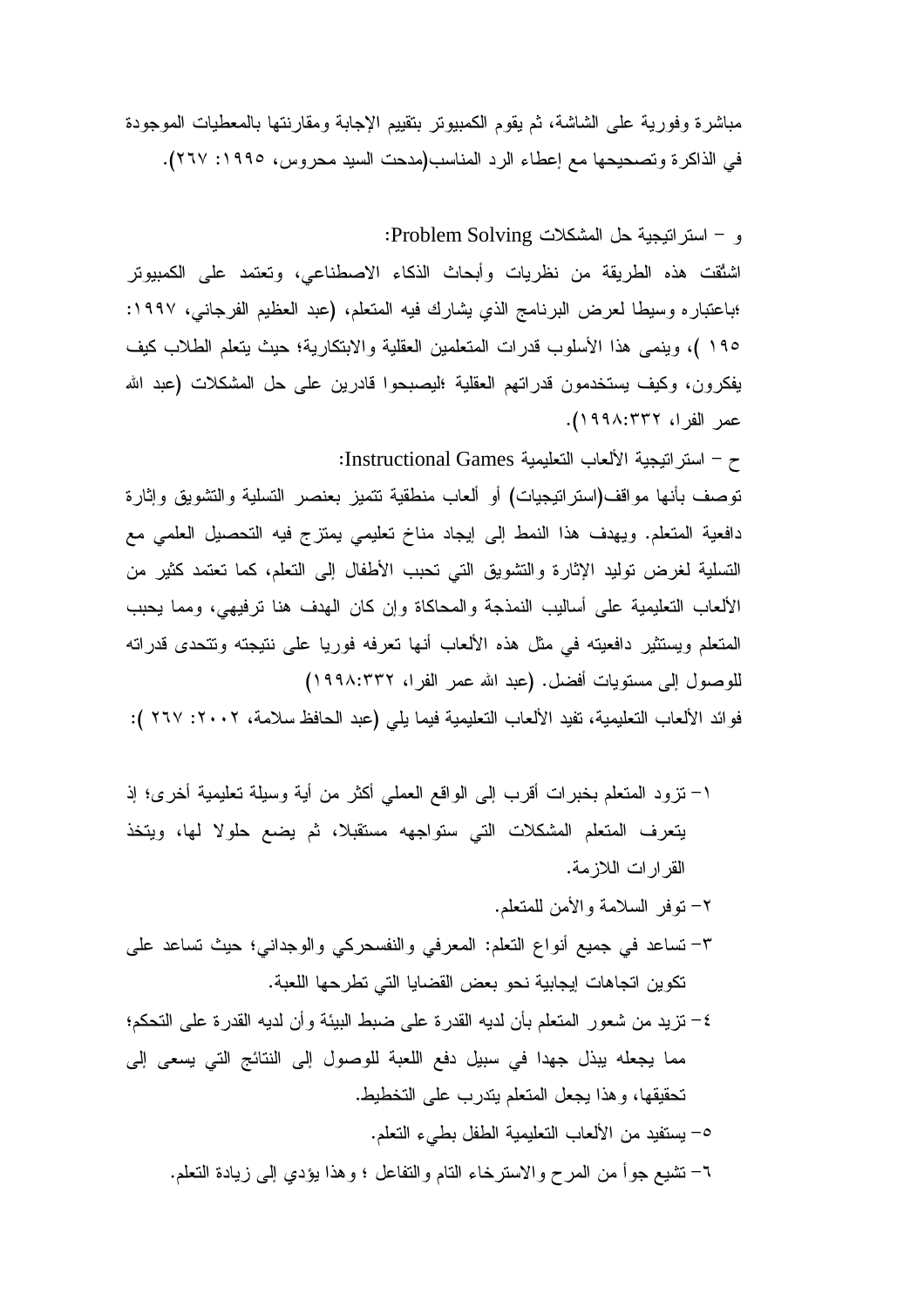مباشرة وفورية على الشاشة، ثم يقوم الكمبيوتر بتقييم الإجابة ومقارنتها بالمعطيات الموجودة في الذاكرة وتصحيحها مع إعطاء الرد المناسب(مدحت السيد محروس، ١٩٩٥: ٢٦٧).

و – استراتيجية حل المشكلات Problem Solving:

اشتُقت هذه الطريقة من نظريات وأبحاث الذكاء الاصطناعي، وتعتمد على الكمبيوتر ؛باعتباره وسيطا لعرض البرنامج الذي يشارك فيه المتعلم، (عبد العظيم الفرجاني، ١٩٩٧: ١٩٥ )، وينمى هذا الأسلوب قدرات المتعلمين العقلية والابتكارية؛ حيث يتعلم الطلاب كيف يفكرون، وكيف يستخدمون قدراتهم العقلية ؛ليصبحوا قادرين على حل المشكلات (عبد الله عمر الفرا، ١٩٩٨:٣٣٢).

ح – استراتيجية الألعاب التعليمية Instructional Games:

توصف بأنها مواقف(استراتيجيات) أو ألعاب منطقية تتميز بعنصر التسلية والتشويق وإثارة دافعية المتعلم. ويهدف هذا النمط إلى إيجاد مناخ تعليمي يمتزج فيه التحصيل العلمي مع التسلية لغرض توليد الإثارة والتشويق التي تحبب الأطفال إلى التعلم، كما تعتمد كثير من الألعاب التعليمية على أساليب النمذجة والمحاكاة وإن كان الهدف هنا ترفيهي، ومما يحبب المتعلم ويستثير دافعيته في مثل هذه الألعاب أنها تعرفه فوريا على نتيجته وتتحدى قدراته للوصول إلى مستويات أفضل. (عبد الله عمر الفرا، ١٩٩٨:٣٣٢)

فوائد الألعاب التعليمية، تفيد الألعاب التعليمية فيما يلي (عبد الحافظ سلامة، ٢٠٠٢: ٢٦٧ ):

١– تزود المتعلم بخبرات أقرب إلى الواقع العملي أكثر من أية وسيلة تعليمية أخرى؛ إذ يتعرف المتعلم المشكلات التي ستواجهه مستقبلا، ثم يضع حلولا لها، ويتخذ القرارات اللازمة.

٢– توفر السلامة والأمن للمتعلم.

٣– تساعد في جميع أنواع التعلم: المعرفي والنفسحركي والوجداني؛ حيث تساعد على تكوين اتجاهات إيجابية نحو بعض القضايا التي تطرحها اللعبة.

٤– تزيد من شعور المتعلم بأن لديه القدرة على ضبط البيئة وأن لديه القدرة على التحكم؛ مما يجعله يبذل جهدا في سبيل دفع اللعبة للوصول إلى النتائج التي يسعى إلى تحقيقها، وهذا يجعل المتعلم يتدرب على التخطيط.

٥– يستفيد من الألعاب التعليمية الطفل بطيء التعلم.

٦– تشيع جوا من المرح والاسترخاء التام والتفاعل ؛ وهذا يؤدي إلى زيادة التعلم.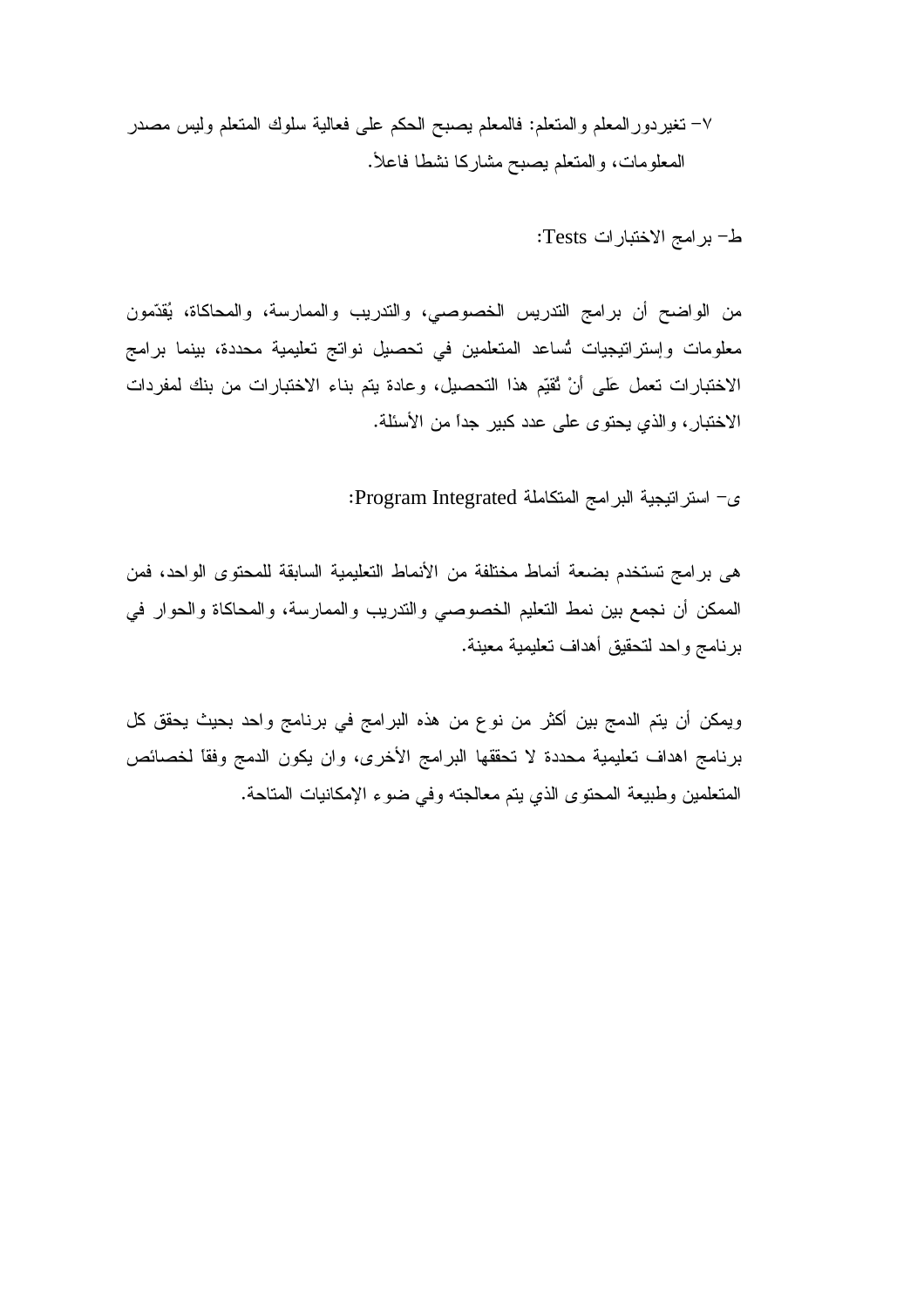٧- تغيردورالمعلم والمتعلم: فالمعلم يصبح الحكم على فعالية سلوك المتعلم وليس مصدر المعلومات، والمتعلم يصبح مشاركا نشطا فاعلاً.

ط- برامج الاختبارات Tests:

من الواضح أن برامج التدريس الخصوصي، والتدريب والممارسة، والمحاكاة، يُقدّمون معلومات وإستراتيجيات تُساعد المتعلمين في تحصيل نواتج تعليمية محددة، بينما برامج الاختبارات تعمل عَلى أنْ تُقيّم هذا التحصيل، وعادة يتم بناء الاختبارات من بنك لمفردات الاختبار، والذي يحتوى على عدد كبير جداً من الأسئلة.

ى- استراتيجية البرامج المتكاملة Program Integrated:

هى برامج تستخدم بضعة أنماط مختلفة من الأنماط التعليمية السابقة للمحتوى الواحد، فمن الممكن أن نجمع بين نمط التعليم الخصوصي والتدريب والممارسة، والمحاكاة والحوار في برنامج واحد لتحقيق أهداف تعليمية معينة.

ويمكن أن يتم الدمج بين أكثر من نوع من هذه البرامج في برنامج واحد بحيث يحقق كل برنامج اهداف تعليمية محددة لا تحققها البرامج الأخرى، وان يكون الدمج وفقاً لخصائص المتعلمين وطبيعة المحتوى الذي يتم معالجته وفي ضوء الإمكانيات المتاحة.